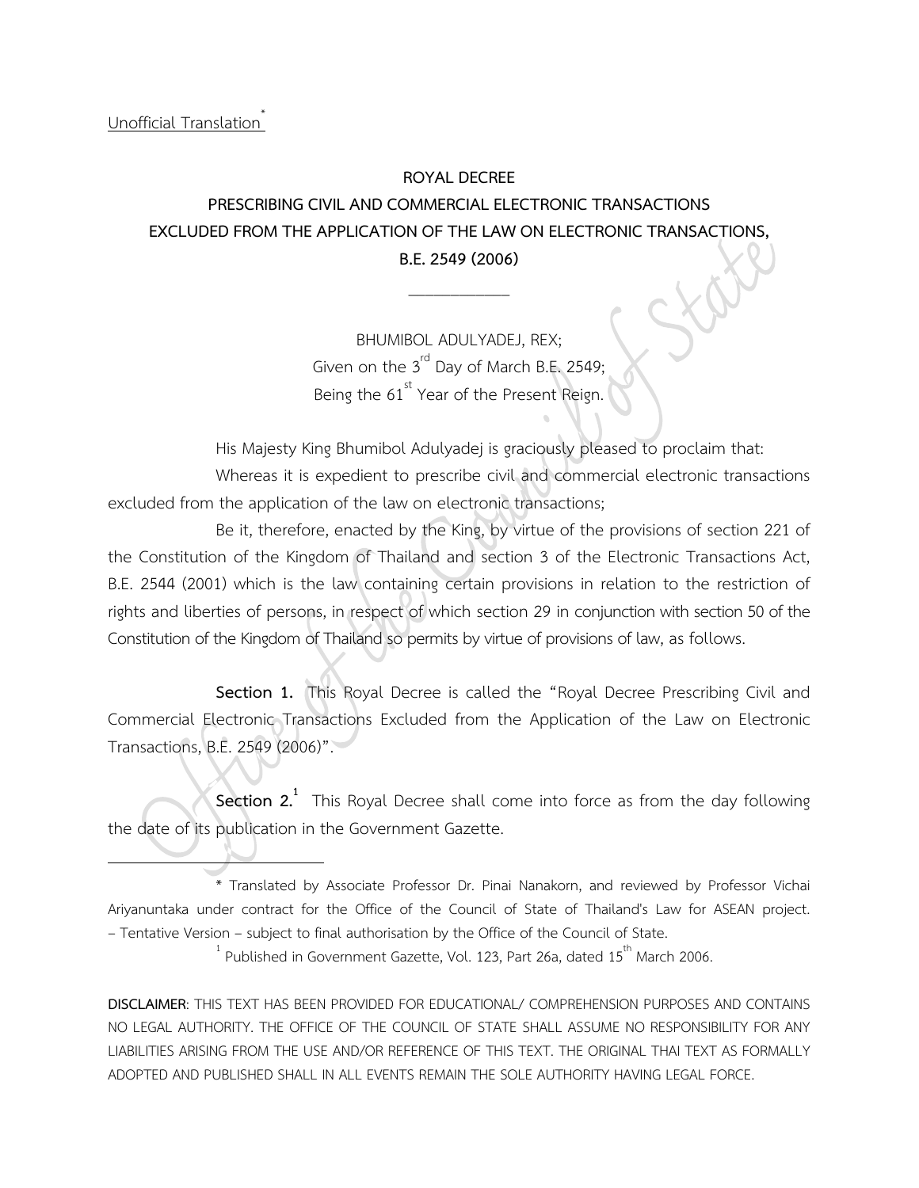Unofficial Translation[*]

# ROYAL DECREE
# PRESCRIBING CIVIL AND COMMERCIAL ELECTRONIC TRANSACTIONS EXCLUDED FROM THE APPLICATION OF THE LAW ON ELECTRONIC TRANSACTIONS, B.E. 2549 (2006)

---

BHUMIBOL ADULYADEJ, REX;
Given on the 3rd Day of March B.E. 2549;
Being the 61st Year of the Present Reign.

His Majesty King Bhumibol Adulyadej is graciously pleased to proclaim that:

Whereas it is expedient to prescribe civil and commercial electronic transactions excluded from the application of the law on electronic transactions;

Be it, therefore, enacted by the King, by virtue of the provisions of section 221 of the Constitution of the Kingdom of Thailand and section 3 of the Electronic Transactions Act, B.E. 2544 (2001) which is the law containing certain provisions in relation to the restriction of rights and liberties of persons, in respect of which section 29 in conjunction with section 50 of the Constitution of the Kingdom of Thailand so permits by virtue of provisions of law, as follows.

**Section 1.** This Royal Decree is called the "Royal Decree Prescribing Civil and Commercial Electronic Transactions Excluded from the Application of the Law on Electronic Transactions, B.E. 2549 (2006)".

**Section 2.**[1] This Royal Decree shall come into force as from the day following the date of its publication in the Government Gazette.

---

\* Translated by Associate Professor Dr. Pinai Nanakorn, and reviewed by Professor Vichai Ariyanuntaka under contract for the Office of the Council of State of Thailand's Law for ASEAN project. – Tentative Version – subject to final authorisation by the Office of the Council of State.

[1] Published in Government Gazette, Vol. 123, Part 26a, dated 15th March 2006.

**DISCLAIMER**: THIS TEXT HAS BEEN PROVIDED FOR EDUCATIONAL/ COMPREHENSION PURPOSES AND CONTAINS NO LEGAL AUTHORITY. THE OFFICE OF THE COUNCIL OF STATE SHALL ASSUME NO RESPONSIBILITY FOR ANY LIABILITIES ARISING FROM THE USE AND/OR REFERENCE OF THIS TEXT. THE ORIGINAL THAI TEXT AS FORMALLY ADOPTED AND PUBLISHED SHALL IN ALL EVENTS REMAIN THE SOLE AUTHORITY HAVING LEGAL FORCE.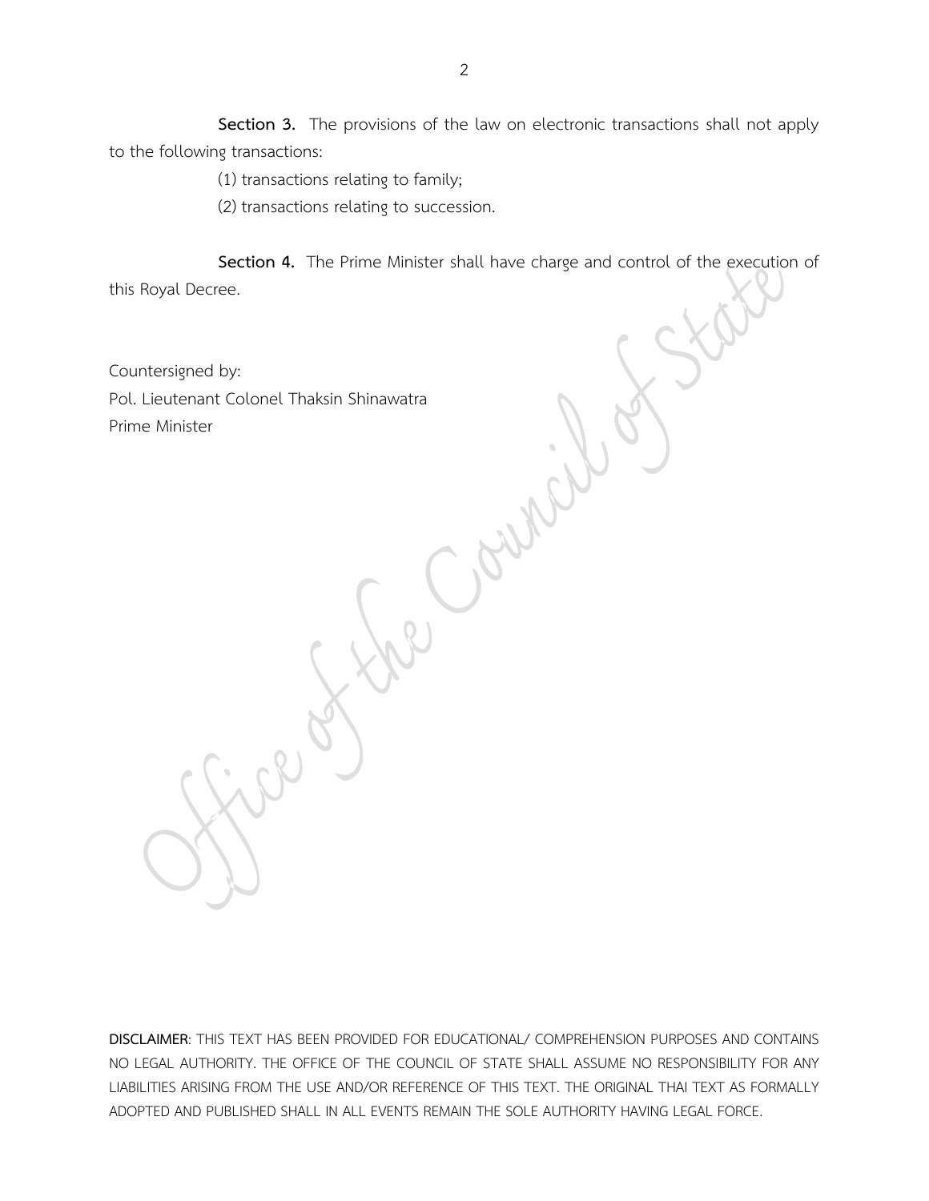**Section 3.** The provisions of the law on electronic transactions shall not apply to the following transactions:

(1) transactions relating to family;

(2) transactions relating to succession.

**Section 4.** The Prime Minister shall have charge and control of the execution of this Royal Decree.

Countersigned by:
Pol. Lieutenant Colonel Thaksin Shinawatra
Prime Minister

**DISCLAIMER**: THIS TEXT HAS BEEN PROVIDED FOR EDUCATIONAL/ COMPREHENSION PURPOSES AND CONTAINS NO LEGAL AUTHORITY. THE OFFICE OF THE COUNCIL OF STATE SHALL ASSUME NO RESPONSIBILITY FOR ANY LIABILITIES ARISING FROM THE USE AND/OR REFERENCE OF THIS TEXT. THE ORIGINAL THAI TEXT AS FORMALLY ADOPTED AND PUBLISHED SHALL IN ALL EVENTS REMAIN THE SOLE AUTHORITY HAVING LEGAL FORCE.